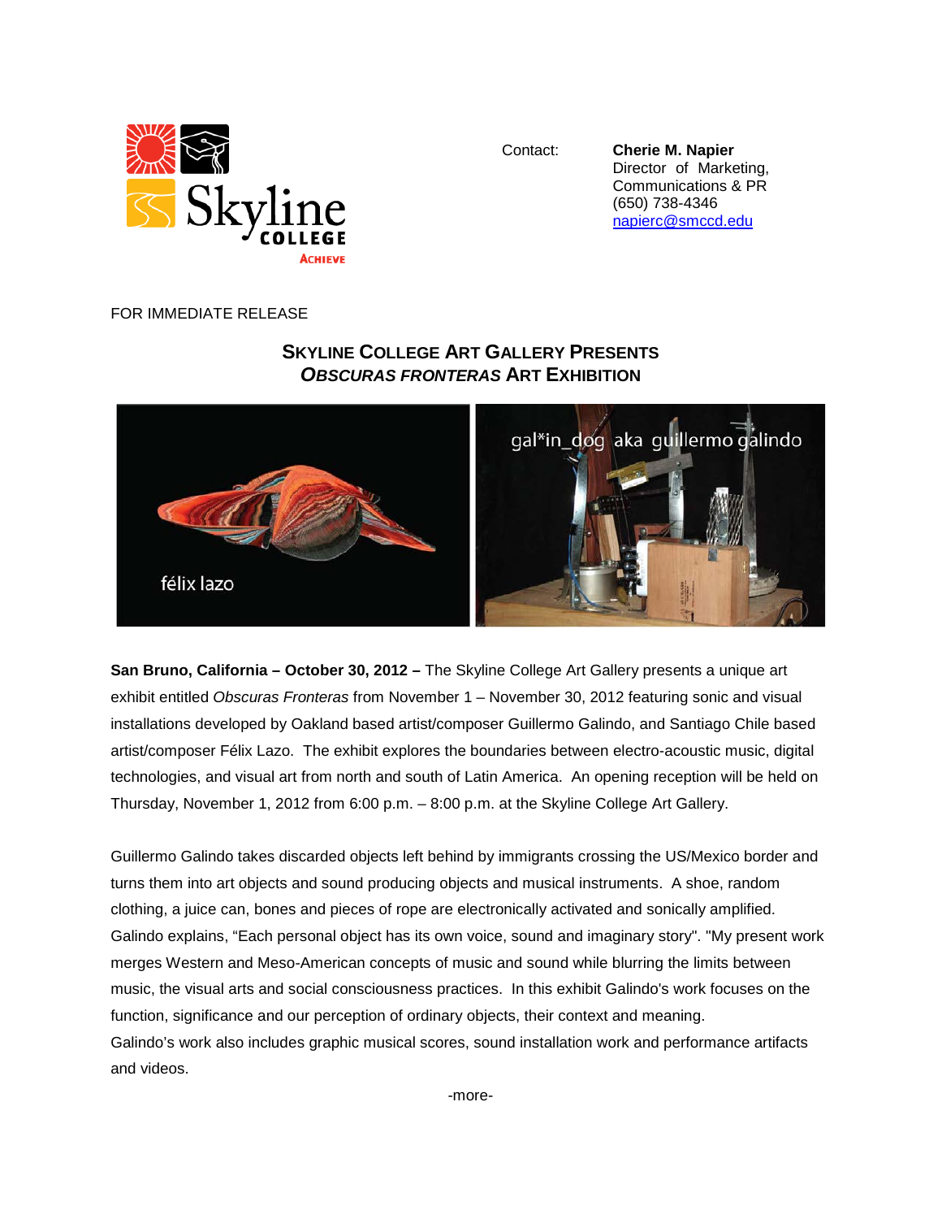Contact: **Cherie M. Napier**
Director of Marketing, Communications & PR
(650) 738-4346
napierc@smccd.edu

FOR IMMEDIATE RELEASE

# SKYLINE COLLEGE ART GALLERY PRESENTS *OBSCURAS FRONTERAS* ART EXHIBITION

**San Bruno, California – October 30, 2012 –** The Skyline College Art Gallery presents a unique art exhibit entitled *Obscuras Fronteras* from November 1 – November 30, 2012 featuring sonic and visual installations developed by Oakland based artist/composer Guillermo Galindo, and Santiago Chile based artist/composer Félix Lazo. The exhibit explores the boundaries between electro-acoustic music, digital technologies, and visual art from north and south of Latin America. An opening reception will be held on Thursday, November 1, 2012 from 6:00 p.m. – 8:00 p.m. at the Skyline College Art Gallery.

Guillermo Galindo takes discarded objects left behind by immigrants crossing the US/Mexico border and turns them into art objects and sound producing objects and musical instruments. A shoe, random clothing, a juice can, bones and pieces of rope are electronically activated and sonically amplified. Galindo explains, "Each personal object has its own voice, sound and imaginary story". "My present work merges Western and Meso-American concepts of music and sound while blurring the limits between music, the visual arts and social consciousness practices. In this exhibit Galindo's work focuses on the function, significance and our perception of ordinary objects, their context and meaning.
Galindo's work also includes graphic musical scores, sound installation work and performance artifacts and videos.

-more-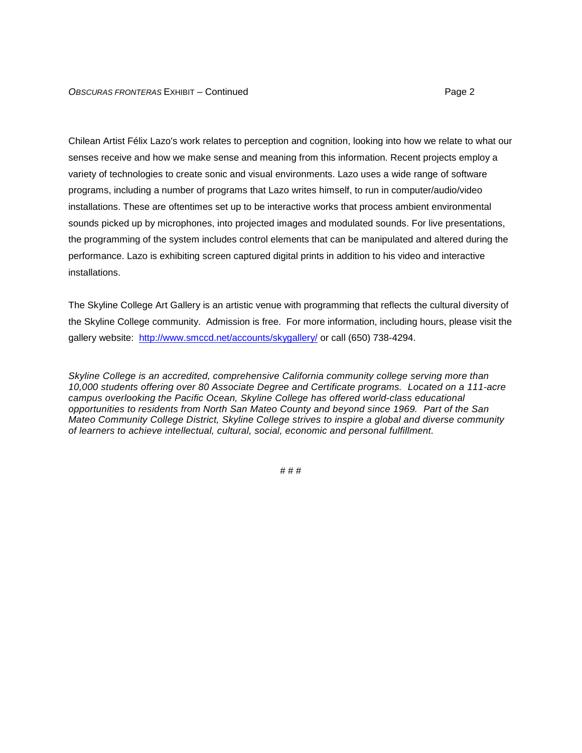Chilean Artist Félix Lazo's work relates to perception and cognition, looking into how we relate to what our senses receive and how we make sense and meaning from this information. Recent projects employ a variety of technologies to create sonic and visual environments. Lazo uses a wide range of software programs, including a number of programs that Lazo writes himself, to run in computer/audio/video installations. These are oftentimes set up to be interactive works that process ambient environmental sounds picked up by microphones, into projected images and modulated sounds. For live presentations, the programming of the system includes control elements that can be manipulated and altered during the performance. Lazo is exhibiting screen captured digital prints in addition to his video and interactive installations.

The Skyline College Art Gallery is an artistic venue with programming that reflects the cultural diversity of the Skyline College community. Admission is free. For more information, including hours, please visit the gallery website: http://www.smccd.net/accounts/skygallery/ or call (650) 738-4294.

*Skyline College is an accredited, comprehensive California community college serving more than 10,000 students offering over 80 Associate Degree and Certificate programs. Located on a 111-acre campus overlooking the Pacific Ocean, Skyline College has offered world-class educational opportunities to residents from North San Mateo County and beyond since 1969. Part of the San Mateo Community College District, Skyline College strives to inspire a global and diverse community of learners to achieve intellectual, cultural, social, economic and personal fulfillment.*

# # #